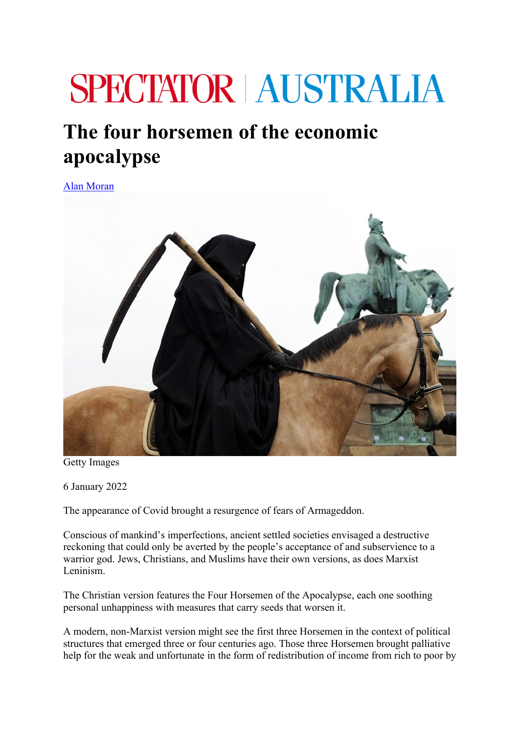SPECTATOR | AUSTRALIA

# The four horsemen of the economic apocalypse

[Alan Moran](#)

Getty Images

6 January 2022

The appearance of Covid brought a resurgence of fears of Armageddon.

Conscious of mankind's imperfections, ancient settled societies envisaged a destructive reckoning that could only be averted by the people's acceptance of and subservience to a warrior god. Jews, Christians, and Muslims have their own versions, as does Marxist Leninism.

The Christian version features the Four Horsemen of the Apocalypse, each one soothing personal unhappiness with measures that carry seeds that worsen it.

A modern, non-Marxist version might see the first three Horsemen in the context of political structures that emerged three or four centuries ago. Those three Horsemen brought palliative help for the weak and unfortunate in the form of redistribution of income from rich to poor by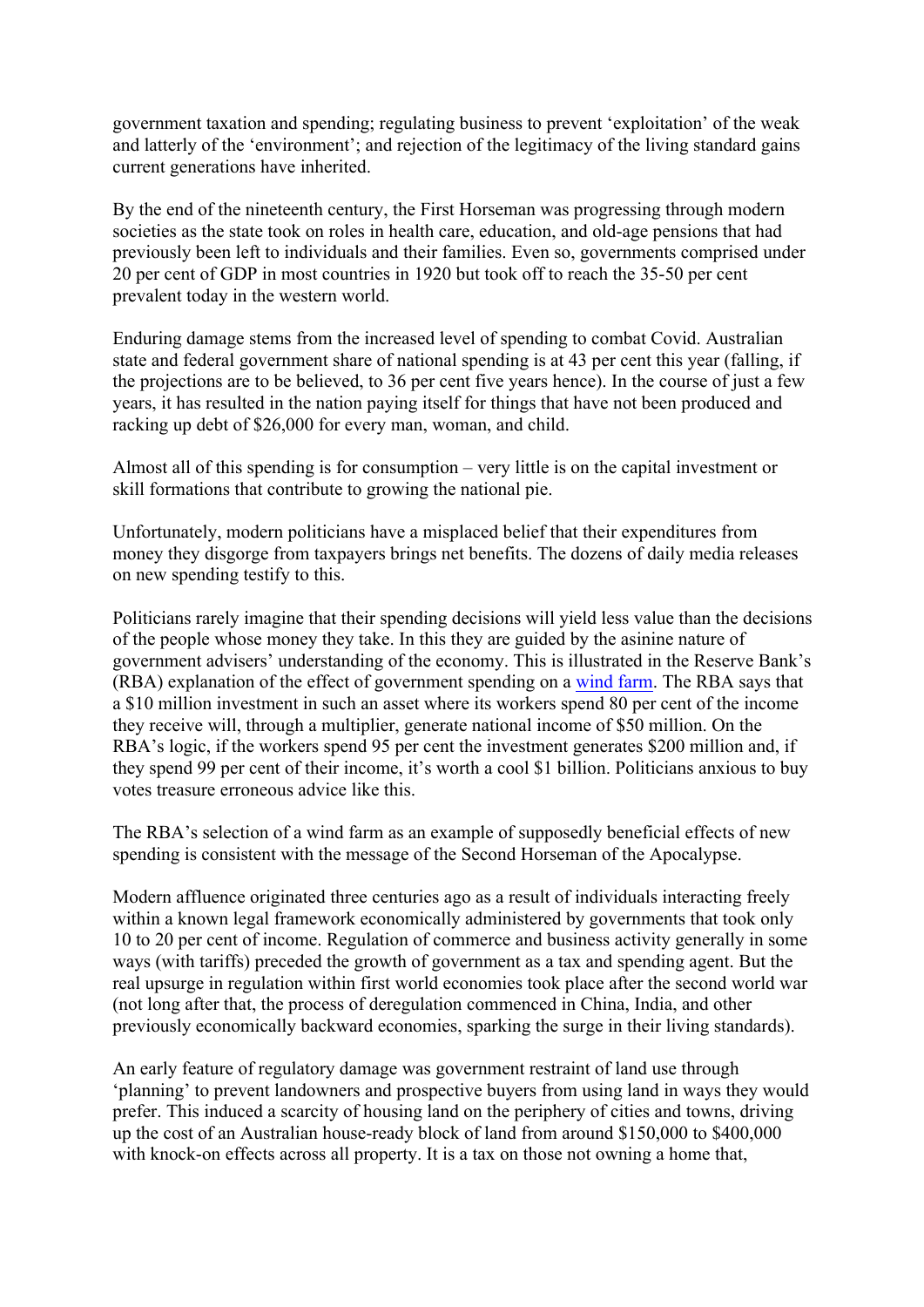government taxation and spending; regulating business to prevent 'exploitation' of the weak and latterly of the 'environment'; and rejection of the legitimacy of the living standard gains current generations have inherited.

By the end of the nineteenth century, the First Horseman was progressing through modern societies as the state took on roles in health care, education, and old-age pensions that had previously been left to individuals and their families. Even so, governments comprised under 20 per cent of GDP in most countries in 1920 but took off to reach the 35-50 per cent prevalent today in the western world.

Enduring damage stems from the increased level of spending to combat Covid. Australian state and federal government share of national spending is at 43 per cent this year (falling, if the projections are to be believed, to 36 per cent five years hence). In the course of just a few years, it has resulted in the nation paying itself for things that have not been produced and racking up debt of $26,000 for every man, woman, and child.

Almost all of this spending is for consumption – very little is on the capital investment or skill formations that contribute to growing the national pie.

Unfortunately, modern politicians have a misplaced belief that their expenditures from money they disgorge from taxpayers brings net benefits. The dozens of daily media releases on new spending testify to this.

Politicians rarely imagine that their spending decisions will yield less value than the decisions of the people whose money they take. In this they are guided by the asinine nature of government advisers' understanding of the economy. This is illustrated in the Reserve Bank's (RBA) explanation of the effect of government spending on a wind farm. The RBA says that a $10 million investment in such an asset where its workers spend 80 per cent of the income they receive will, through a multiplier, generate national income of $50 million. On the RBA's logic, if the workers spend 95 per cent the investment generates $200 million and, if they spend 99 per cent of their income, it's worth a cool $1 billion. Politicians anxious to buy votes treasure erroneous advice like this.

The RBA's selection of a wind farm as an example of supposedly beneficial effects of new spending is consistent with the message of the Second Horseman of the Apocalypse.

Modern affluence originated three centuries ago as a result of individuals interacting freely within a known legal framework economically administered by governments that took only 10 to 20 per cent of income. Regulation of commerce and business activity generally in some ways (with tariffs) preceded the growth of government as a tax and spending agent. But the real upsurge in regulation within first world economies took place after the second world war (not long after that, the process of deregulation commenced in China, India, and other previously economically backward economies, sparking the surge in their living standards).

An early feature of regulatory damage was government restraint of land use through 'planning' to prevent landowners and prospective buyers from using land in ways they would prefer. This induced a scarcity of housing land on the periphery of cities and towns, driving up the cost of an Australian house-ready block of land from around $150,000 to $400,000 with knock-on effects across all property. It is a tax on those not owning a home that,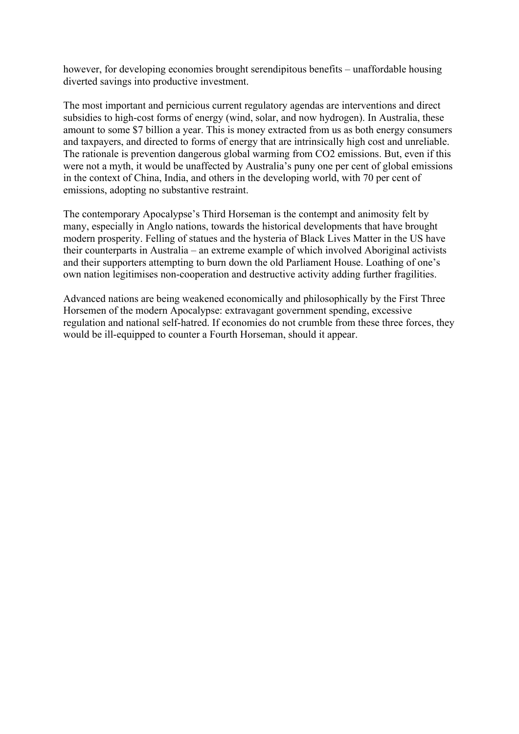however, for developing economies brought serendipitous benefits – unaffordable housing diverted savings into productive investment.

The most important and pernicious current regulatory agendas are interventions and direct subsidies to high-cost forms of energy (wind, solar, and now hydrogen). In Australia, these amount to some $7 billion a year. This is money extracted from us as both energy consumers and taxpayers, and directed to forms of energy that are intrinsically high cost and unreliable. The rationale is prevention dangerous global warming from $CO_2$ emissions. But, even if this were not a myth, it would be unaffected by Australia's puny one per cent of global emissions in the context of China, India, and others in the developing world, with 70 per cent of emissions, adopting no substantive restraint.

The contemporary Apocalypse's Third Horseman is the contempt and animosity felt by many, especially in Anglo nations, towards the historical developments that have brought modern prosperity. Felling of statues and the hysteria of Black Lives Matter in the US have their counterparts in Australia – an extreme example of which involved Aboriginal activists and their supporters attempting to burn down the old Parliament House. Loathing of one's own nation legitimises non-cooperation and destructive activity adding further fragilities.

Advanced nations are being weakened economically and philosophically by the First Three Horsemen of the modern Apocalypse: extravagant government spending, excessive regulation and national self-hatred. If economies do not crumble from these three forces, they would be ill-equipped to counter a Fourth Horseman, should it appear.